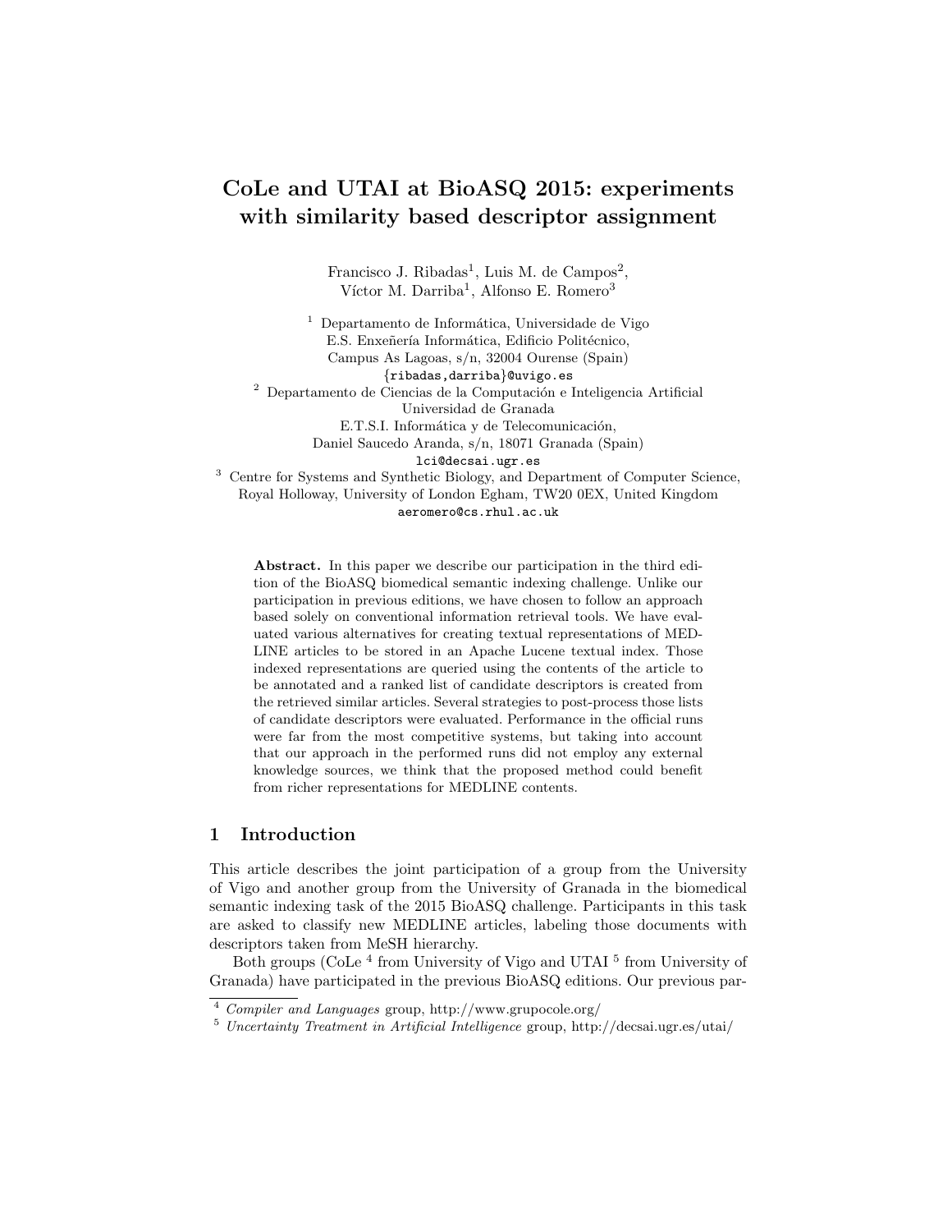# CoLe and UTAI at BioASQ 2015: experiments with similarity based descriptor assignment

Francisco J. Ribadas[1], Luis M. de Campos[2], Víctor M. Darriba[1], Alfonso E. Romero[3]

[1] Departamento de Informática, Universidade de Vigo
E.S. Enxeñería Informática, Edificio Politécnico,
Campus As Lagoas, s/n, 32004 Ourense (Spain)
{ribadas,darriba}@uvigo.es

[2] Departamento de Ciencias de la Computación e Inteligencia Artificial
Universidad de Granada
E.T.S.I. Informática y de Telecomunicación,
Daniel Saucedo Aranda, s/n, 18071 Granada (Spain)
lci@decsai.ugr.es

[3] Centre for Systems and Synthetic Biology, and Department of Computer Science,
Royal Holloway, University of London Egham, TW20 0EX, United Kingdom
aeromero@cs.rhul.ac.uk

**Abstract.** In this paper we describe our participation in the third edition of the BioASQ biomedical semantic indexing challenge. Unlike our participation in previous editions, we have chosen to follow an approach based solely on conventional information retrieval tools. We have evaluated various alternatives for creating textual representations of MEDLINE articles to be stored in an Apache Lucene textual index. Those indexed representations are queried using the contents of the article to be annotated and a ranked list of candidate descriptors is created from the retrieved similar articles. Several strategies to post-process those lists of candidate descriptors were evaluated. Performance in the official runs were far from the most competitive systems, but taking into account that our approach in the performed runs did not employ any external knowledge sources, we think that the proposed method could benefit from richer representations for MEDLINE contents.

## 1 Introduction

This article describes the joint participation of a group from the University of Vigo and another group from the University of Granada in the biomedical semantic indexing task of the 2015 BioASQ challenge. Participants in this task are asked to classify new MEDLINE articles, labeling those documents with descriptors taken from MeSH hierarchy.

Both groups (CoLe [4] from University of Vigo and UTAI [5] from University of Granada) have participated in the previous BioASQ editions. Our previous par-

[4] *Compiler and Languages* group, http://www.grupocole.org/

[5] *Uncertainty Treatment in Artificial Intelligence* group, http://decsai.ugr.es/utai/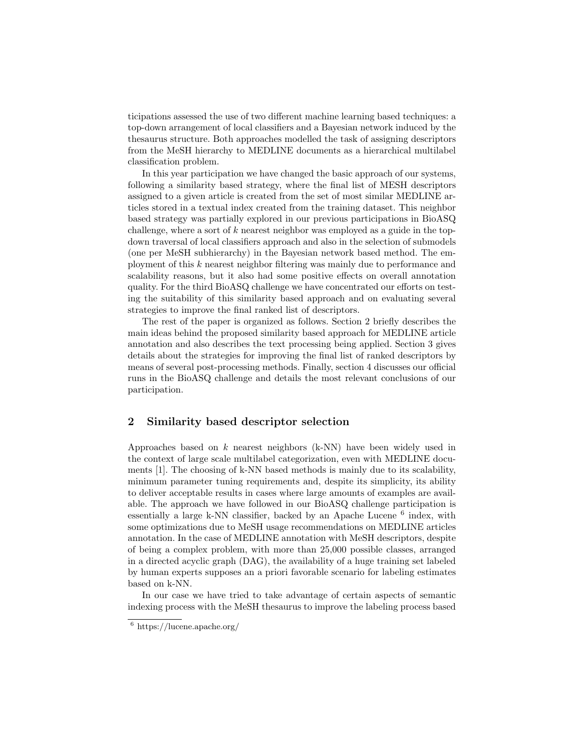ticipations assessed the use of two different machine learning based techniques: a top-down arrangement of local classifiers and a Bayesian network induced by the thesaurus structure. Both approaches modelled the task of assigning descriptors from the MeSH hierarchy to MEDLINE documents as a hierarchical multilabel classification problem.

In this year participation we have changed the basic approach of our systems, following a similarity based strategy, where the final list of MESH descriptors assigned to a given article is created from the set of most similar MEDLINE articles stored in a textual index created from the training dataset. This neighbor based strategy was partially explored in our previous participations in BioASQ challenge, where a sort of $k$ nearest neighbor was employed as a guide in the top-down traversal of local classifiers approach and also in the selection of submodels (one per MeSH subhierarchy) in the Bayesian network based method. The employment of this $k$ nearest neighbor filtering was mainly due to performance and scalability reasons, but it also had some positive effects on overall annotation quality. For the third BioASQ challenge we have concentrated our efforts on testing the suitability of this similarity based approach and on evaluating several strategies to improve the final ranked list of descriptors.

The rest of the paper is organized as follows. Section 2 briefly describes the main ideas behind the proposed similarity based approach for MEDLINE article annotation and also describes the text processing being applied. Section 3 gives details about the strategies for improving the final list of ranked descriptors by means of several post-processing methods. Finally, section 4 discusses our official runs in the BioASQ challenge and details the most relevant conclusions of our participation.

## 2 Similarity based descriptor selection

Approaches based on $k$ nearest neighbors (k-NN) have been widely used in the context of large scale multilabel categorization, even with MEDLINE documents [1]. The choosing of k-NN based methods is mainly due to its scalability, minimum parameter tuning requirements and, despite its simplicity, its ability to deliver acceptable results in cases where large amounts of examples are available. The approach we have followed in our BioASQ challenge participation is essentially a large k-NN classifier, backed by an Apache Lucene [6] index, with some optimizations due to MeSH usage recommendations on MEDLINE articles annotation. In the case of MEDLINE annotation with MeSH descriptors, despite of being a complex problem, with more than 25,000 possible classes, arranged in a directed acyclic graph (DAG), the availability of a huge training set labeled by human experts supposes an a priori favorable scenario for labeling estimates based on k-NN.

In our case we have tried to take advantage of certain aspects of semantic indexing process with the MeSH thesaurus to improve the labeling process based

[6] https://lucene.apache.org/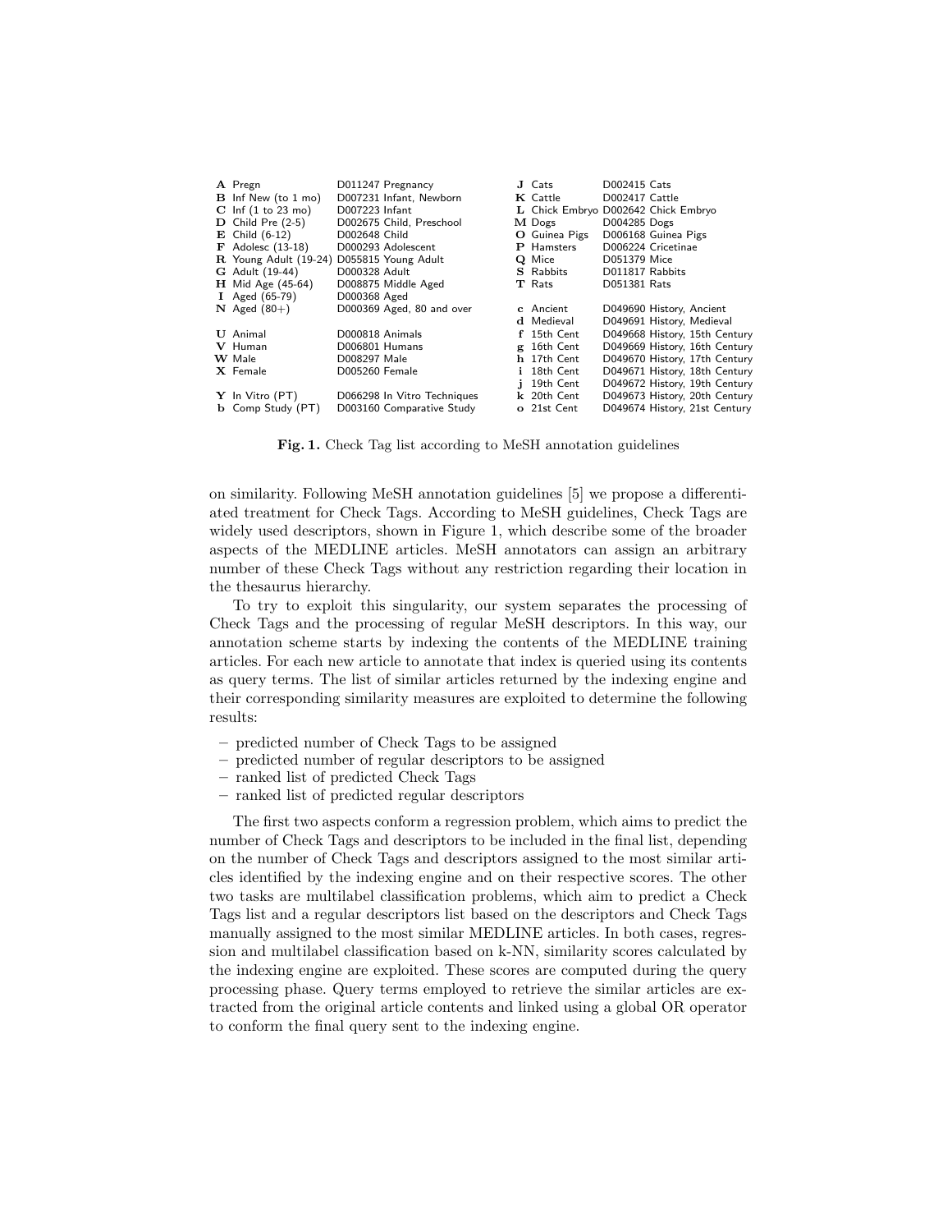| | | | | | |
|---|---|---|---|---|---|
| **A** | Pregn | D011247 Pregnancy | **J** | Cats | D002415 Cats |
| **B** | Inf New (to 1 mo) | D007231 Infant, Newborn | **K** | Cattle | D002417 Cattle |
| **C** | Inf (1 to 23 mo) | D007223 Infant | **L** | Chick Embryo | D002642 Chick Embryo |
| **D** | Child Pre (2-5) | D002675 Child, Preschool | **M** | Dogs | D004285 Dogs |
| **E** | Child (6-12) | D002648 Child | **O** | Guinea Pigs | D006168 Guinea Pigs |
| **F** | Adolesc (13-18) | D000293 Adolescent | **P** | Hamsters | D006224 Cricetinae |
| **R** | Young Adult (19-24) | D055815 Young Adult | **Q** | Mice | D051379 Mice |
| **G** | Adult (19-44) | D000328 Adult | **S** | Rabbits | D011817 Rabbits |
| **H** | Mid Age (45-64) | D008875 Middle Aged | **T** | Rats | D051381 Rats |
| **I** | Aged (65-79) | D000368 Aged | | | |
| **N** | Aged (80+) | D000369 Aged, 80 and over | **c** | Ancient | D049690 History, Ancient |
| | | | **d** | Medieval | D049691 History, Medieval |
| **U** | Animal | D000818 Animals | **f** | 15th Cent | D049668 History, 15th Century |
| **V** | Human | D006801 Humans | **g** | 16th Cent | D049669 History, 16th Century |
| **W** | Male | D008297 Male | **h** | 17th Cent | D049670 History, 17th Century |
| **X** | Female | D005260 Female | **i** | 18th Cent | D049671 History, 18th Century |
| | | | **j** | 19th Cent | D049672 History, 19th Century |
| **Y** | In Vitro (PT) | D066298 In Vitro Techniques | **k** | 20th Cent | D049673 History, 20th Century |
| **b** | Comp Study (PT) | D003160 Comparative Study | **o** | 21st Cent | D049674 History, 21st Century |

**Fig. 1.** Check Tag list according to MeSH annotation guidelines

on similarity. Following MeSH annotation guidelines [5] we propose a differentiated treatment for Check Tags. According to MeSH guidelines, Check Tags are widely used descriptors, shown in Figure 1, which describe some of the broader aspects of the MEDLINE articles. MeSH annotators can assign an arbitrary number of these Check Tags without any restriction regarding their location in the thesaurus hierarchy.

To try to exploit this singularity, our system separates the processing of Check Tags and the processing of regular MeSH descriptors. In this way, our annotation scheme starts by indexing the contents of the MEDLINE training articles. For each new article to annotate that index is queried using its contents as query terms. The list of similar articles returned by the indexing engine and their corresponding similarity measures are exploited to determine the following results:

- predicted number of Check Tags to be assigned
- predicted number of regular descriptors to be assigned
- ranked list of predicted Check Tags
- ranked list of predicted regular descriptors

The first two aspects conform a regression problem, which aims to predict the number of Check Tags and descriptors to be included in the final list, depending on the number of Check Tags and descriptors assigned to the most similar articles identified by the indexing engine and on their respective scores. The other two tasks are multilabel classification problems, which aim to predict a Check Tags list and a regular descriptors list based on the descriptors and Check Tags manually assigned to the most similar MEDLINE articles. In both cases, regression and multilabel classification based on k-NN, similarity scores calculated by the indexing engine are exploited. These scores are computed during the query processing phase. Query terms employed to retrieve the similar articles are extracted from the original article contents and linked using a global OR operator to conform the final query sent to the indexing engine.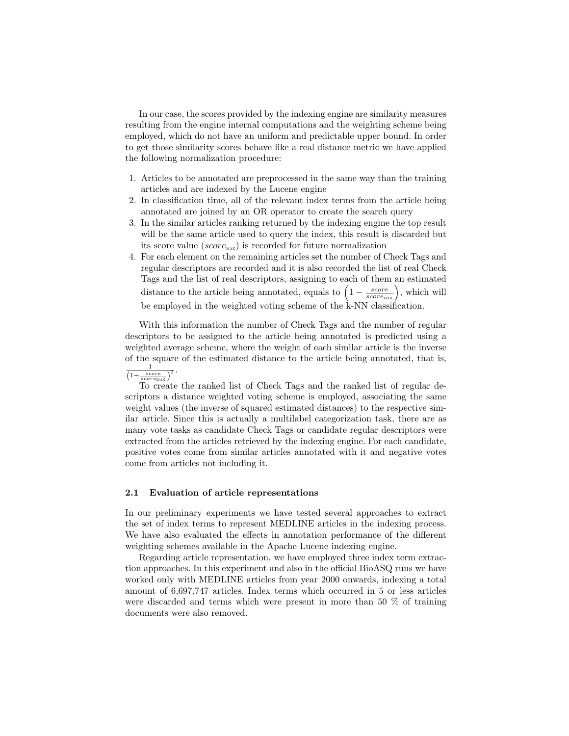In our case, the scores provided by the indexing engine are similarity measures resulting from the engine internal computations and the weighting scheme being employed, which do not have an uniform and predictable upper bound. In order to get those similarity scores behave like a real distance metric we have applied the following normalization procedure:

1. Articles to be annotated are preprocessed in the same way than the training articles and are indexed by the Lucene engine
2. In classification time, all of the relevant index terms from the article being annotated are joined by an OR operator to create the search query
3. In the similar articles ranking returned by the indexing engine the top result will be the same article used to query the index, this result is discarded but its score value ($score_{\text{MAX}}$) is recorded for future normalization
4. For each element on the remaining articles set the number of Check Tags and regular descriptors are recorded and it is also recorded the list of real Check Tags and the list of real descriptors, assigning to each of them an estimated distance to the article being annotated, equals to $\left(1 - \frac{score}{score_{\text{MAX}}}\right)$, which will be employed in the weighted voting scheme of the k-NN classification.

With this information the number of Check Tags and the number of regular descriptors to be assigned to the article being annotated is predicted using a weighted average scheme, where the weight of each similar article is the inverse of the square of the estimated distance to the article being annotated, that is, $\frac{1}{\left(1 - \frac{score}{score_{\text{MAX}}}\right)^2}$.

To create the ranked list of Check Tags and the ranked list of regular descriptors a distance weighted voting scheme is employed, associating the same weight values (the inverse of squared estimated distances) to the respective similar article. Since this is actually a multilabel categorization task, there are as many vote tasks as candidate Check Tags or candidate regular descriptors were extracted from the articles retrieved by the indexing engine. For each candidate, positive votes come from similar articles annotated with it and negative votes come from articles not including it.

### 2.1 Evaluation of article representations

In our preliminary experiments we have tested several approaches to extract the set of index terms to represent MEDLINE articles in the indexing process. We have also evaluated the effects in annotation performance of the different weighting schemes available in the Apache Lucene indexing engine.

Regarding article representation, we have employed three index term extraction approaches. In this experiment and also in the official BioASQ runs we have worked only with MEDLINE articles from year 2000 onwards, indexing a total amount of 6,697,747 articles. Index terms which occurred in 5 or less articles were discarded and terms which were present in more than 50 % of training documents were also removed.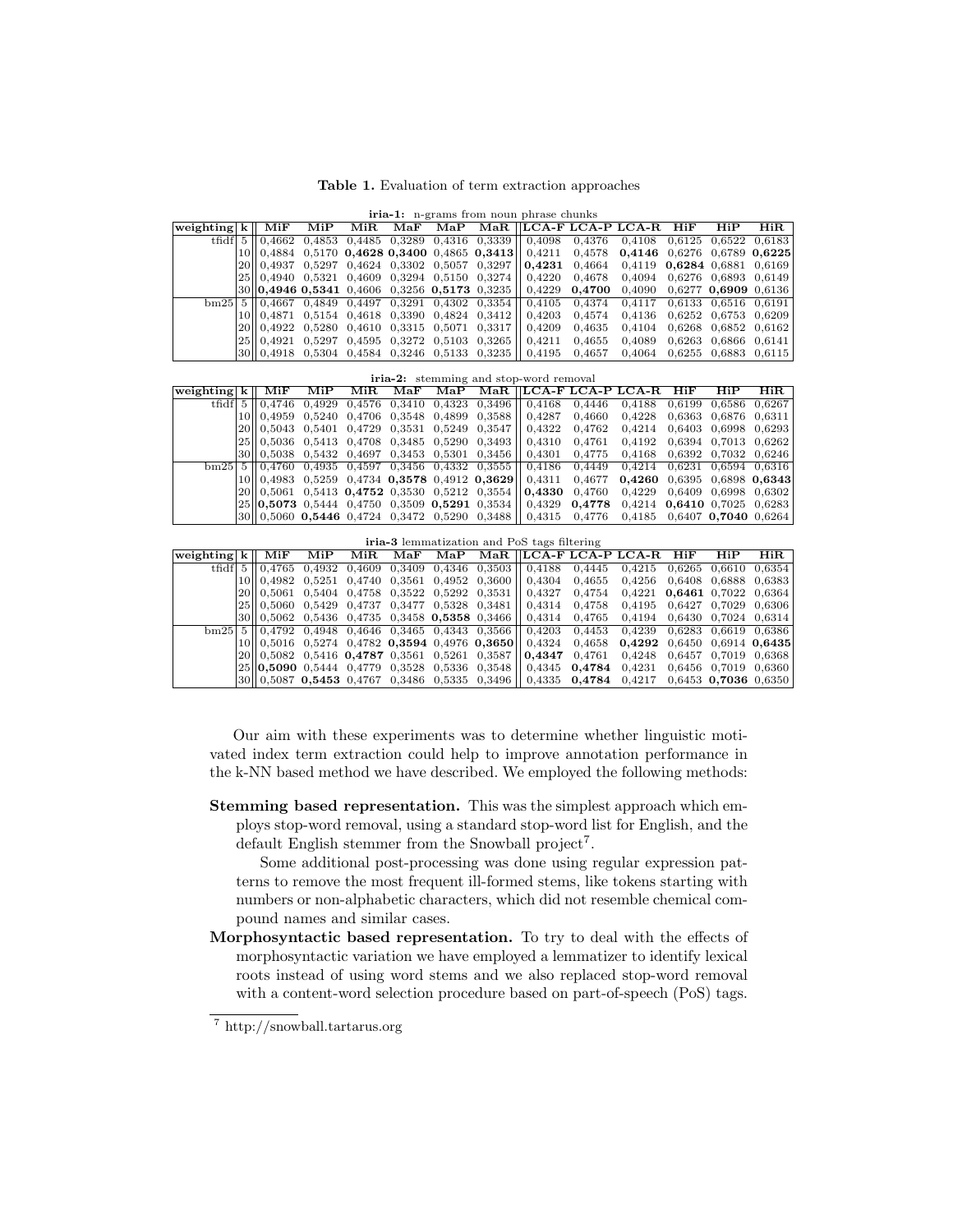**Table 1.** Evaluation of term extraction approaches

**iria-1:** n-grams from noun phrase chunks

| weighting | k | MiF | MiP | MiR | MaF | MaP | MaR | LCA-F | LCA-P | LCA-R | HiF | HiP | HiR |
|---|---|---|---|---|---|---|---|---|---|---|---|---|---|
| tfidf | 5 | 0,4662 | 0,4853 | 0,4485 | 0,3289 | 0,4316 | 0,3339 | 0,4098 | 0,4376 | 0,4108 | 0,6125 | 0,6522 | 0,6183 |
| | 10 | 0,4884 | 0,5170 | **0,4628** | **0,3400** | 0,4865 | **0,3413** | 0,4211 | 0,4578 | **0,4146** | 0,6276 | 0,6789 | **0,6225** |
| | 20 | 0,4937 | 0,5297 | 0,4624 | 0,3302 | 0,5057 | 0,3297 | **0,4231** | 0,4664 | 0,4119 | **0,6284** | 0,6881 | 0,6169 |
| | 25 | 0,4940 | 0,5321 | 0,4609 | 0,3294 | 0,5150 | 0,3274 | 0,4220 | 0,4678 | 0,4094 | 0,6276 | 0,6893 | 0,6149 |
| | 30 | **0,4946** | **0,5341** | 0,4606 | 0,3256 | **0,5173** | 0,3235 | 0,4229 | **0,4700** | 0,4090 | 0,6277 | **0,6909** | 0,6136 |
| bm25 | 5 | 0,4667 | 0,4849 | 0,4497 | 0,3291 | 0,4302 | 0,3354 | 0,4105 | 0,4374 | 0,4117 | 0,6133 | 0,6516 | 0,6191 |
| | 10 | 0,4871 | 0,5154 | 0,4618 | 0,3390 | 0,4824 | 0,3412 | 0,4203 | 0,4574 | 0,4136 | 0,6252 | 0,6753 | 0,6209 |
| | 20 | 0,4922 | 0,5280 | 0,4610 | 0,3315 | 0,5071 | 0,3317 | 0,4209 | 0,4635 | 0,4104 | 0,6268 | 0,6852 | 0,6162 |
| | 25 | 0,4921 | 0,5297 | 0,4595 | 0,3272 | 0,5103 | 0,3265 | 0,4211 | 0,4655 | 0,4089 | 0,6263 | 0,6866 | 0,6141 |
| | 30 | 0,4918 | 0,5304 | 0,4584 | 0,3246 | 0,5133 | 0,3235 | 0,4195 | 0,4657 | 0,4064 | 0,6255 | 0,6883 | 0,6115 |

**iria-2:** stemming and stop-word removal

| weighting | k | MiF | MiP | MiR | MaF | MaP | MaR | LCA-F | LCA-P | LCA-R | HiF | HiP | HiR |
|---|---|---|---|---|---|---|---|---|---|---|---|---|---|
| tfidf | 5 | 0,4746 | 0,4929 | 0,4576 | 0,3410 | 0,4323 | 0,3496 | 0,4168 | 0,4446 | 0,4188 | 0,6199 | 0,6586 | 0,6267 |
| | 10 | 0,4959 | 0,5240 | 0,4706 | 0,3548 | 0,4899 | 0,3588 | 0,4287 | 0,4660 | 0,4228 | 0,6363 | 0,6876 | 0,6311 |
| | 20 | 0,5043 | 0,5401 | 0,4729 | 0,3531 | 0,5249 | 0,3547 | 0,4322 | 0,4762 | 0,4214 | 0,6403 | 0,6998 | 0,6293 |
| | 25 | 0,5036 | 0,5413 | 0,4708 | 0,3485 | 0,5290 | 0,3493 | 0,4310 | 0,4761 | 0,4192 | 0,6394 | 0,7013 | 0,6262 |
| | 30 | 0,5038 | 0,5432 | 0,4697 | 0,3453 | 0,5301 | 0,3456 | 0,4301 | 0,4775 | 0,4168 | 0,6392 | 0,7032 | 0,6246 |
| bm25 | 5 | 0,4760 | 0,4935 | 0,4597 | 0,3456 | 0,4332 | 0,3555 | 0,4186 | 0,4449 | 0,4214 | 0,6231 | 0,6594 | 0,6316 |
| | 10 | 0,4983 | 0,5259 | 0,4734 | **0,3578** | 0,4912 | **0,3629** | 0,4311 | 0,4677 | **0,4260** | 0,6395 | 0,6898 | **0,6343** |
| | 20 | 0,5061 | 0,5413 | **0,4752** | 0,3530 | 0,5212 | 0,3554 | **0,4330** | 0,4760 | 0,4229 | 0,6409 | 0,6998 | 0,6302 |
| | 25 | **0,5073** | 0,5444 | 0,4750 | 0,3509 | **0,5291** | 0,3534 | 0,4329 | **0,4778** | 0,4214 | **0,6410** | 0,7025 | 0,6283 |
| | 30 | 0,5060 | **0,5446** | 0,4724 | 0,3472 | 0,5290 | 0,3488 | 0,4315 | 0,4776 | 0,4185 | 0,6407 | **0,7040** | 0,6264 |

**iria-3** lemmatization and PoS tags filtering

| weighting | k | MiF | MiP | MiR | MaF | MaP | MaR | LCA-F | LCA-P | LCA-R | HiF | HiP | HiR |
|---|---|---|---|---|---|---|---|---|---|---|---|---|---|
| tfidf | 5 | 0,4765 | 0,4932 | 0,4609 | 0,3409 | 0,4346 | 0,3503 | 0,4188 | 0,4445 | 0,4215 | 0,6265 | 0,6610 | 0,6354 |
| | 10 | 0,4982 | 0,5251 | 0,4740 | 0,3561 | 0,4952 | 0,3600 | 0,4304 | 0,4655 | 0,4256 | 0,6408 | 0,6888 | 0,6383 |
| | 20 | 0,5061 | 0,5404 | 0,4758 | 0,3522 | 0,5292 | 0,3531 | 0,4327 | 0,4754 | 0,4221 | **0,6461** | 0,7022 | 0,6364 |
| | 25 | 0,5060 | 0,5429 | 0,4737 | 0,3477 | 0,5328 | 0,3481 | 0,4314 | 0,4758 | 0,4195 | 0,6427 | 0,7029 | 0,6306 |
| | 30 | 0,5062 | 0,5436 | 0,4735 | 0,3458 | **0,5358** | 0,3466 | 0,4314 | 0,4765 | 0,4194 | 0,6430 | 0,7024 | 0,6314 |
| bm25 | 5 | 0,4792 | 0,4948 | 0,4646 | 0,3465 | 0,4343 | 0,3566 | 0,4203 | 0,4453 | 0,4239 | 0,6283 | 0,6619 | 0,6386 |
| | 10 | 0,5016 | 0,5274 | 0,4782 | **0,3594** | 0,4976 | **0,3650** | 0,4324 | 0,4658 | **0,4292** | 0,6450 | 0,6914 | **0,6435** |
| | 20 | 0,5082 | 0,5416 | **0,4787** | 0,3561 | 0,5261 | 0,3587 | **0,4347** | 0,4761 | 0,4248 | 0,6457 | 0,7019 | 0,6368 |
| | 25 | **0,5090** | 0,5444 | 0,4779 | 0,3528 | 0,5336 | 0,3548 | 0,4345 | **0,4784** | 0,4231 | 0,6456 | 0,7019 | 0,6360 |
| | 30 | 0,5087 | **0,5453** | 0,4767 | 0,3486 | 0,5335 | 0,3496 | 0,4335 | **0,4784** | 0,4217 | 0,6453 | **0,7036** | 0,6350 |

Our aim with these experiments was to determine whether linguistic motivated index term extraction could help to improve annotation performance in the k-NN based method we have described. We employed the following methods:

**Stemming based representation.** This was the simplest approach which employs stop-word removal, using a standard stop-word list for English, and the default English stemmer from the Snowball project[7].

Some additional post-processing was done using regular expression patterns to remove the most frequent ill-formed stems, like tokens starting with numbers or non-alphabetic characters, which did not resemble chemical compound names and similar cases.

**Morphosyntactic based representation.** To try to deal with the effects of morphosyntactic variation we have employed a lemmatizer to identify lexical roots instead of using word stems and we also replaced stop-word removal with a content-word selection procedure based on part-of-speech (PoS) tags.

[7] http://snowball.tartarus.org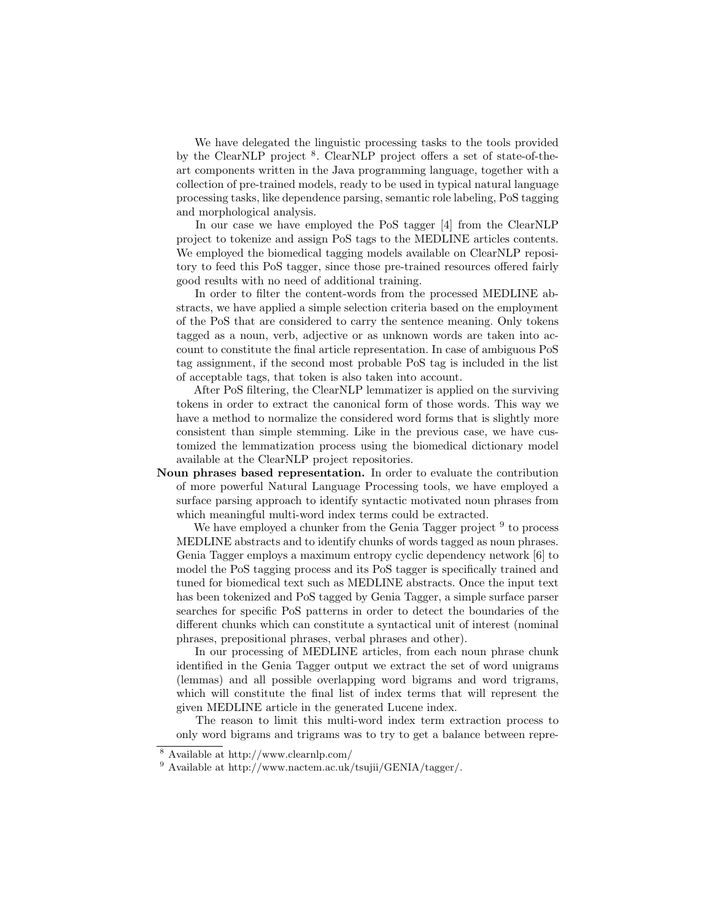We have delegated the linguistic processing tasks to the tools provided by the ClearNLP project [8]. ClearNLP project offers a set of state-of-the-art components written in the Java programming language, together with a collection of pre-trained models, ready to be used in typical natural language processing tasks, like dependence parsing, semantic role labeling, PoS tagging and morphological analysis.

In our case we have employed the PoS tagger [4] from the ClearNLP project to tokenize and assign PoS tags to the MEDLINE articles contents. We employed the biomedical tagging models available on ClearNLP repository to feed this PoS tagger, since those pre-trained resources offered fairly good results with no need of additional training.

In order to filter the content-words from the processed MEDLINE abstracts, we have applied a simple selection criteria based on the employment of the PoS that are considered to carry the sentence meaning. Only tokens tagged as a noun, verb, adjective or as unknown words are taken into account to constitute the final article representation. In case of ambiguous PoS tag assignment, if the second most probable PoS tag is included in the list of acceptable tags, that token is also taken into account.

After PoS filtering, the ClearNLP lemmatizer is applied on the surviving tokens in order to extract the canonical form of those words. This way we have a method to normalize the considered word forms that is slightly more consistent than simple stemming. Like in the previous case, we have customized the lemmatization process using the biomedical dictionary model available at the ClearNLP project repositories.

**Noun phrases based representation.** In order to evaluate the contribution of more powerful Natural Language Processing tools, we have employed a surface parsing approach to identify syntactic motivated noun phrases from which meaningful multi-word index terms could be extracted.

We have employed a chunker from the Genia Tagger project [9] to process MEDLINE abstracts and to identify chunks of words tagged as noun phrases. Genia Tagger employs a maximum entropy cyclic dependency network [6] to model the PoS tagging process and its PoS tagger is specifically trained and tuned for biomedical text such as MEDLINE abstracts. Once the input text has been tokenized and PoS tagged by Genia Tagger, a simple surface parser searches for specific PoS patterns in order to detect the boundaries of the different chunks which can constitute a syntactical unit of interest (nominal phrases, prepositional phrases, verbal phrases and other).

In our processing of MEDLINE articles, from each noun phrase chunk identified in the Genia Tagger output we extract the set of word unigrams (lemmas) and all possible overlapping word bigrams and word trigrams, which will constitute the final list of index terms that will represent the given MEDLINE article in the generated Lucene index.

The reason to limit this multi-word index term extraction process to only word bigrams and trigrams was to try to get a balance between repre-

[8] Available at http://www.clearnlp.com/

[9] Available at http://www.nactem.ac.uk/tsujii/GENIA/tagger/.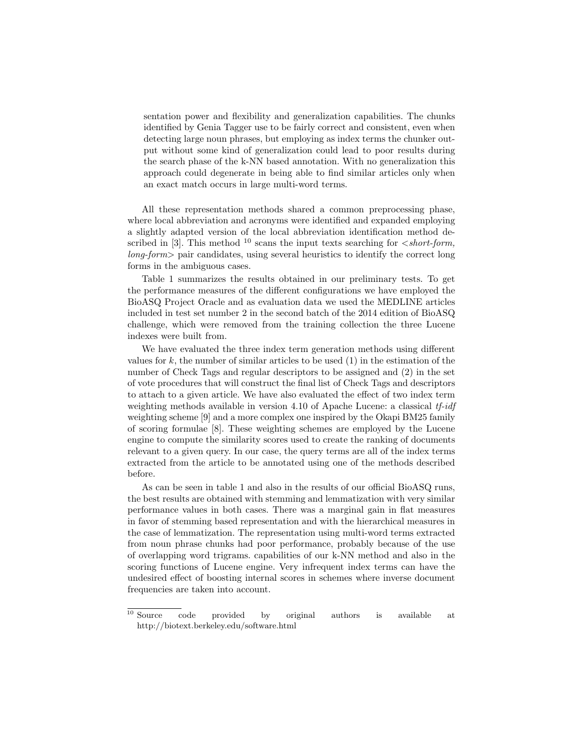sentation power and flexibility and generalization capabilities. The chunks identified by Genia Tagger use to be fairly correct and consistent, even when detecting large noun phrases, but employing as index terms the chunker output without some kind of generalization could lead to poor results during the search phase of the k-NN based annotation. With no generalization this approach could degenerate in being able to find similar articles only when an exact match occurs in large multi-word terms.

All these representation methods shared a common preprocessing phase, where local abbreviation and acronyms were identified and expanded employing a slightly adapted version of the local abbreviation identification method described in [3]. This method [10] scans the input texts searching for <*short-form, long-form*> pair candidates, using several heuristics to identify the correct long forms in the ambiguous cases.

Table 1 summarizes the results obtained in our preliminary tests. To get the performance measures of the different configurations we have employed the BioASQ Project Oracle and as evaluation data we used the MEDLINE articles included in test set number 2 in the second batch of the 2014 edition of BioASQ challenge, which were removed from the training collection the three Lucene indexes were built from.

We have evaluated the three index term generation methods using different values for $k$, the number of similar articles to be used (1) in the estimation of the number of Check Tags and regular descriptors to be assigned and (2) in the set of vote procedures that will construct the final list of Check Tags and descriptors to attach to a given article. We have also evaluated the effect of two index term weighting methods available in version 4.10 of Apache Lucene: a classical *tf-idf* weighting scheme [9] and a more complex one inspired by the Okapi BM25 family of scoring formulae [8]. These weighting schemes are employed by the Lucene engine to compute the similarity scores used to create the ranking of documents relevant to a given query. In our case, the query terms are all of the index terms extracted from the article to be annotated using one of the methods described before.

As can be seen in table 1 and also in the results of our official BioASQ runs, the best results are obtained with stemming and lemmatization with very similar performance values in both cases. There was a marginal gain in flat measures in favor of stemming based representation and with the hierarchical measures in the case of lemmatization. The representation using multi-word terms extracted from noun phrase chunks had poor performance, probably because of the use of overlapping word trigrams. capabilities of our k-NN method and also in the scoring functions of Lucene engine. Very infrequent index terms can have the undesired effect of boosting internal scores in schemes where inverse document frequencies are taken into account.

---

[10] Source code provided by original authors is available at http://biotext.berkeley.edu/software.html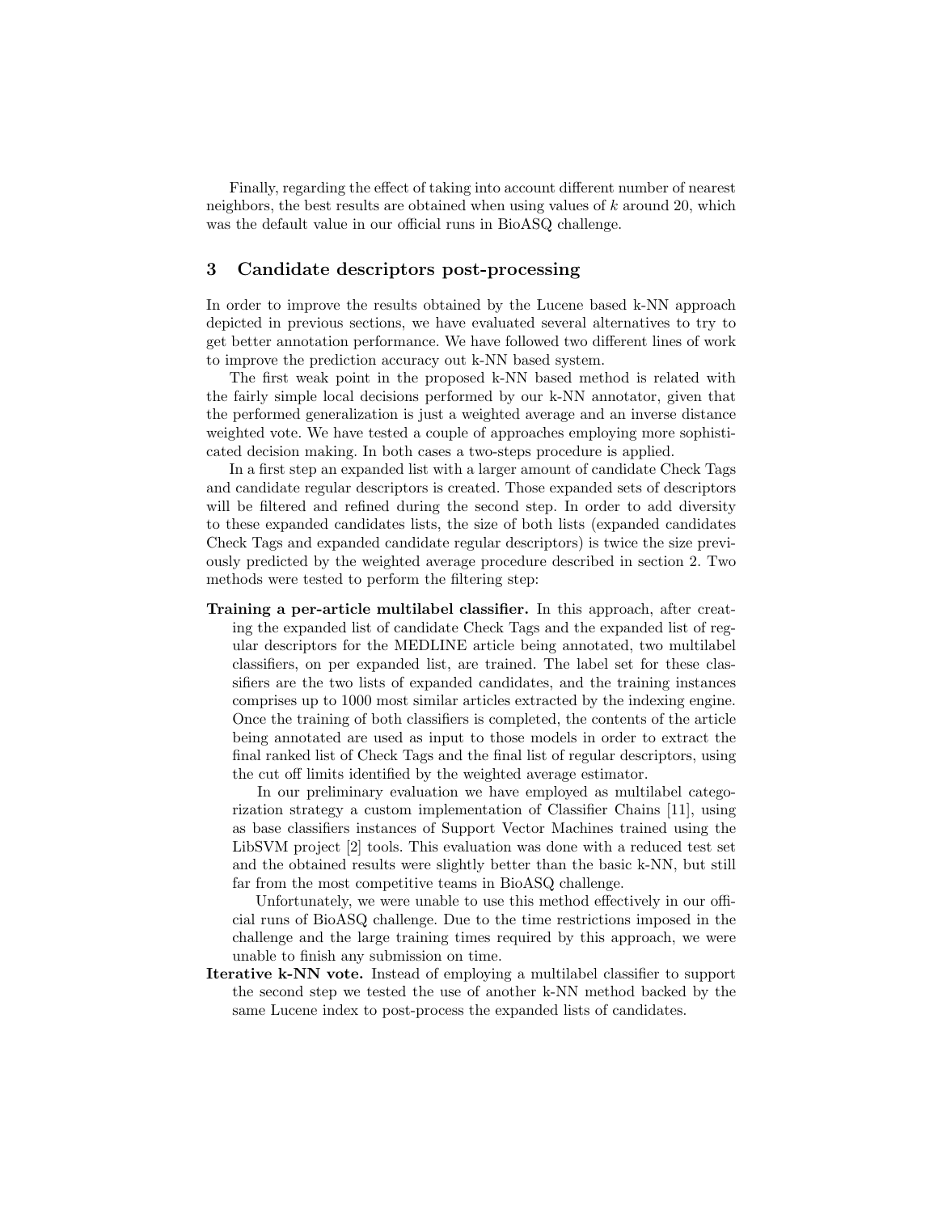Finally, regarding the effect of taking into account different number of nearest neighbors, the best results are obtained when using values of $k$ around 20, which was the default value in our official runs in BioASQ challenge.

## 3 Candidate descriptors post-processing

In order to improve the results obtained by the Lucene based k-NN approach depicted in previous sections, we have evaluated several alternatives to try to get better annotation performance. We have followed two different lines of work to improve the prediction accuracy out k-NN based system.

The first weak point in the proposed k-NN based method is related with the fairly simple local decisions performed by our k-NN annotator, given that the performed generalization is just a weighted average and an inverse distance weighted vote. We have tested a couple of approaches employing more sophisticated decision making. In both cases a two-steps procedure is applied.

In a first step an expanded list with a larger amount of candidate Check Tags and candidate regular descriptors is created. Those expanded sets of descriptors will be filtered and refined during the second step. In order to add diversity to these expanded candidates lists, the size of both lists (expanded candidates Check Tags and expanded candidate regular descriptors) is twice the size previously predicted by the weighted average procedure described in section 2. Two methods were tested to perform the filtering step:

**Training a per-article multilabel classifier.** In this approach, after creating the expanded list of candidate Check Tags and the expanded list of regular descriptors for the MEDLINE article being annotated, two multilabel classifiers, on per expanded list, are trained. The label set for these classifiers are the two lists of expanded candidates, and the training instances comprises up to 1000 most similar articles extracted by the indexing engine. Once the training of both classifiers is completed, the contents of the article being annotated are used as input to those models in order to extract the final ranked list of Check Tags and the final list of regular descriptors, using the cut off limits identified by the weighted average estimator.

In our preliminary evaluation we have employed as multilabel categorization strategy a custom implementation of Classifier Chains [11], using as base classifiers instances of Support Vector Machines trained using the LibSVM project [2] tools. This evaluation was done with a reduced test set and the obtained results were slightly better than the basic k-NN, but still far from the most competitive teams in BioASQ challenge.

Unfortunately, we were unable to use this method effectively in our official runs of BioASQ challenge. Due to the time restrictions imposed in the challenge and the large training times required by this approach, we were unable to finish any submission on time.

**Iterative k-NN vote.** Instead of employing a multilabel classifier to support the second step we tested the use of another k-NN method backed by the same Lucene index to post-process the expanded lists of candidates.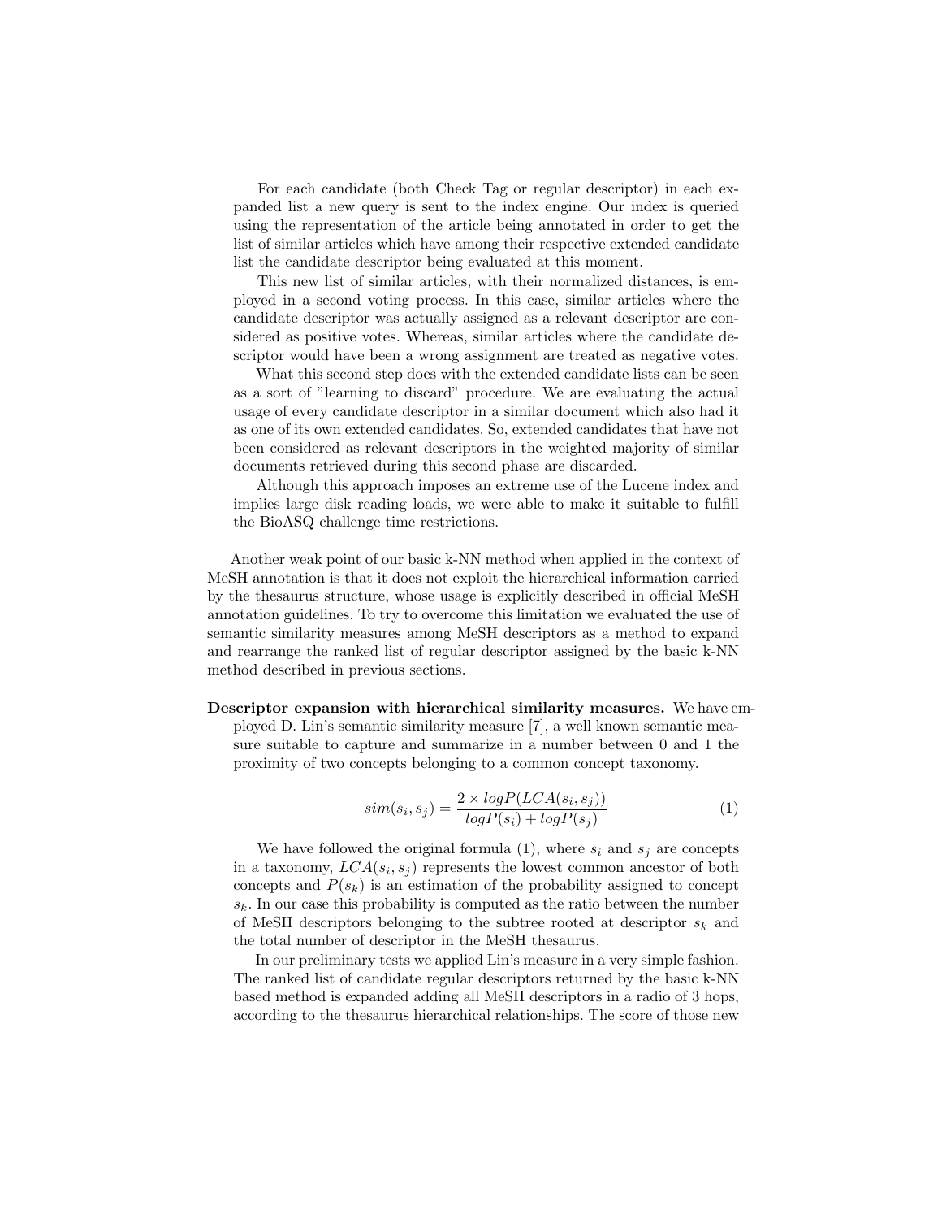For each candidate (both Check Tag or regular descriptor) in each expanded list a new query is sent to the index engine. Our index is queried using the representation of the article being annotated in order to get the list of similar articles which have among their respective extended candidate list the candidate descriptor being evaluated at this moment.

This new list of similar articles, with their normalized distances, is employed in a second voting process. In this case, similar articles where the candidate descriptor was actually assigned as a relevant descriptor are considered as positive votes. Whereas, similar articles where the candidate descriptor would have been a wrong assignment are treated as negative votes.

What this second step does with the extended candidate lists can be seen as a sort of "learning to discard" procedure. We are evaluating the actual usage of every candidate descriptor in a similar document which also had it as one of its own extended candidates. So, extended candidates that have not been considered as relevant descriptors in the weighted majority of similar documents retrieved during this second phase are discarded.

Although this approach imposes an extreme use of the Lucene index and implies large disk reading loads, we were able to make it suitable to fulfill the BioASQ challenge time restrictions.

Another weak point of our basic k-NN method when applied in the context of MeSH annotation is that it does not exploit the hierarchical information carried by the thesaurus structure, whose usage is explicitly described in official MeSH annotation guidelines. To try to overcome this limitation we evaluated the use of semantic similarity measures among MeSH descriptors as a method to expand and rearrange the ranked list of regular descriptor assigned by the basic k-NN method described in previous sections.

**Descriptor expansion with hierarchical similarity measures.** We have employed D. Lin's semantic similarity measure [7], a well known semantic measure suitable to capture and summarize in a number between 0 and 1 the proximity of two concepts belonging to a common concept taxonomy.

$$sim(s_i, s_j) = \frac{2 \times logP(LCA(s_i, s_j))}{logP(s_i) + logP(s_j)} \tag{1}$$

We have followed the original formula (1), where $s_i$ and $s_j$ are concepts in a taxonomy, $LCA(s_i, s_j)$ represents the lowest common ancestor of both concepts and $P(s_k)$ is an estimation of the probability assigned to concept $s_k$. In our case this probability is computed as the ratio between the number of MeSH descriptors belonging to the subtree rooted at descriptor $s_k$ and the total number of descriptor in the MeSH thesaurus.

In our preliminary tests we applied Lin's measure in a very simple fashion. The ranked list of candidate regular descriptors returned by the basic k-NN based method is expanded adding all MeSH descriptors in a radio of 3 hops, according to the thesaurus hierarchical relationships. The score of those new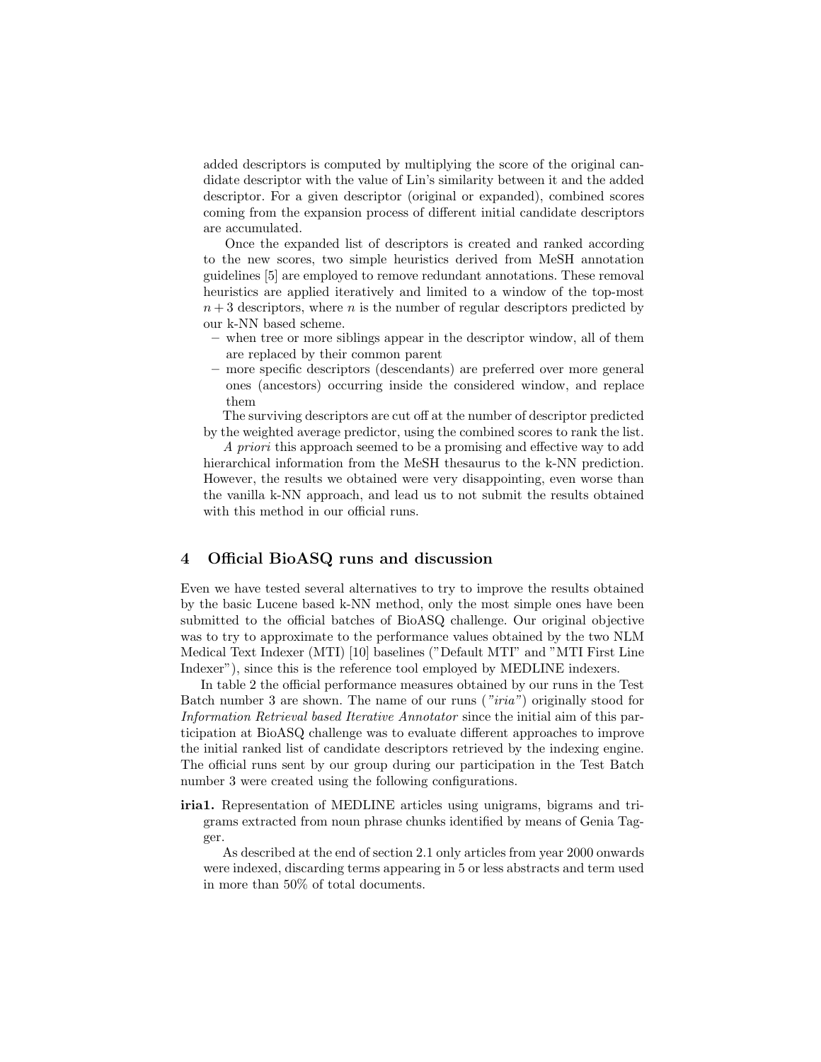added descriptors is computed by multiplying the score of the original candidate descriptor with the value of Lin's similarity between it and the added descriptor. For a given descriptor (original or expanded), combined scores coming from the expansion process of different initial candidate descriptors are accumulated.

Once the expanded list of descriptors is created and ranked according to the new scores, two simple heuristics derived from MeSH annotation guidelines [5] are employed to remove redundant annotations. These removal heuristics are applied iteratively and limited to a window of the top-most $n+3$ descriptors, where $n$ is the number of regular descriptors predicted by our k-NN based scheme.

- when tree or more siblings appear in the descriptor window, all of them are replaced by their common parent
- more specific descriptors (descendants) are preferred over more general ones (ancestors) occurring inside the considered window, and replace them

The surviving descriptors are cut off at the number of descriptor predicted by the weighted average predictor, using the combined scores to rank the list.

*A priori* this approach seemed to be a promising and effective way to add hierarchical information from the MeSH thesaurus to the k-NN prediction. However, the results we obtained were very disappointing, even worse than the vanilla k-NN approach, and lead us to not submit the results obtained with this method in our official runs.

## 4 Official BioASQ runs and discussion

Even we have tested several alternatives to try to improve the results obtained by the basic Lucene based k-NN method, only the most simple ones have been submitted to the official batches of BioASQ challenge. Our original objective was to try to approximate to the performance values obtained by the two NLM Medical Text Indexer (MTI) [10] baselines ("Default MTI" and "MTI First Line Indexer"), since this is the reference tool employed by MEDLINE indexers.

In table 2 the official performance measures obtained by our runs in the Test Batch number 3 are shown. The name of our runs (*"iria"*) originally stood for *Information Retrieval based Iterative Annotator* since the initial aim of this participation at BioASQ challenge was to evaluate different approaches to improve the initial ranked list of candidate descriptors retrieved by the indexing engine. The official runs sent by our group during our participation in the Test Batch number 3 were created using the following configurations.

**iria1.** Representation of MEDLINE articles using unigrams, bigrams and trigrams extracted from noun phrase chunks identified by means of Genia Tagger.

As described at the end of section 2.1 only articles from year 2000 onwards were indexed, discarding terms appearing in 5 or less abstracts and term used in more than 50% of total documents.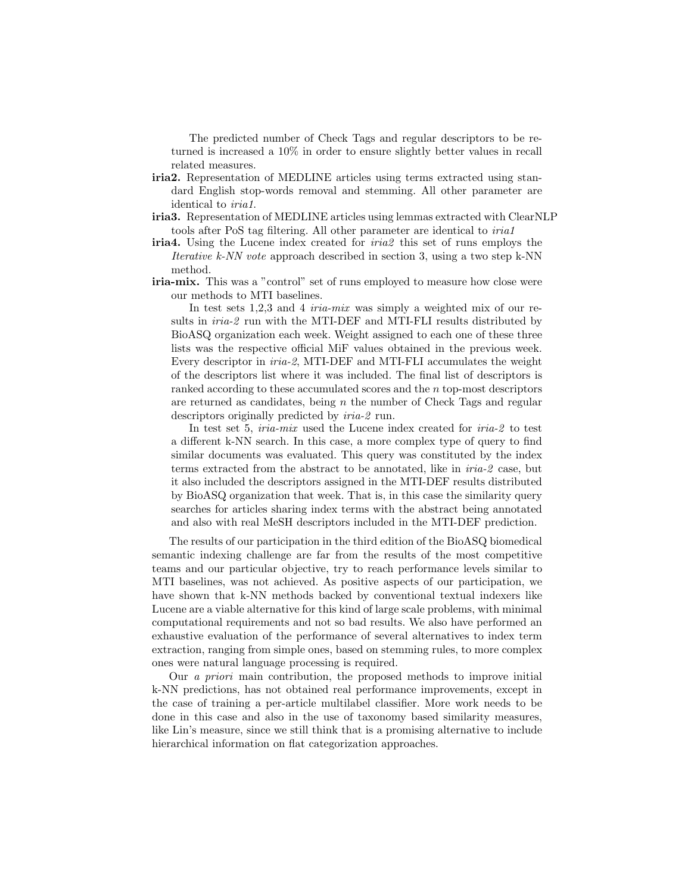The predicted number of Check Tags and regular descriptors to be returned is increased a 10% in order to ensure slightly better values in recall related measures.

**iria2.** Representation of MEDLINE articles using terms extracted using standard English stop-words removal and stemming. All other parameter are identical to *iria1*.

**iria3.** Representation of MEDLINE articles using lemmas extracted with ClearNLP tools after PoS tag filtering. All other parameter are identical to *iria1*

**iria4.** Using the Lucene index created for *iria2* this set of runs employs the *Iterative k-NN vote* approach described in section 3, using a two step k-NN method.

**iria-mix.** This was a "control" set of runs employed to measure how close were our methods to MTI baselines.

In test sets 1,2,3 and 4 *iria-mix* was simply a weighted mix of our results in *iria-2* run with the MTI-DEF and MTI-FLI results distributed by BioASQ organization each week. Weight assigned to each one of these three lists was the respective official MiF values obtained in the previous week. Every descriptor in *iria-2*, MTI-DEF and MTI-FLI accumulates the weight of the descriptors list where it was included. The final list of descriptors is ranked according to these accumulated scores and the $n$ top-most descriptors are returned as candidates, being $n$ the number of Check Tags and regular descriptors originally predicted by *iria-2* run.

In test set 5, *iria-mix* used the Lucene index created for *iria-2* to test a different k-NN search. In this case, a more complex type of query to find similar documents was evaluated. This query was constituted by the index terms extracted from the abstract to be annotated, like in *iria-2* case, but it also included the descriptors assigned in the MTI-DEF results distributed by BioASQ organization that week. That is, in this case the similarity query searches for articles sharing index terms with the abstract being annotated and also with real MeSH descriptors included in the MTI-DEF prediction.

The results of our participation in the third edition of the BioASQ biomedical semantic indexing challenge are far from the results of the most competitive teams and our particular objective, try to reach performance levels similar to MTI baselines, was not achieved. As positive aspects of our participation, we have shown that k-NN methods backed by conventional textual indexers like Lucene are a viable alternative for this kind of large scale problems, with minimal computational requirements and not so bad results. We also have performed an exhaustive evaluation of the performance of several alternatives to index term extraction, ranging from simple ones, based on stemming rules, to more complex ones were natural language processing is required.

Our *a priori* main contribution, the proposed methods to improve initial k-NN predictions, has not obtained real performance improvements, except in the case of training a per-article multilabel classifier. More work needs to be done in this case and also in the use of taxonomy based similarity measures, like Lin's measure, since we still think that is a promising alternative to include hierarchical information on flat categorization approaches.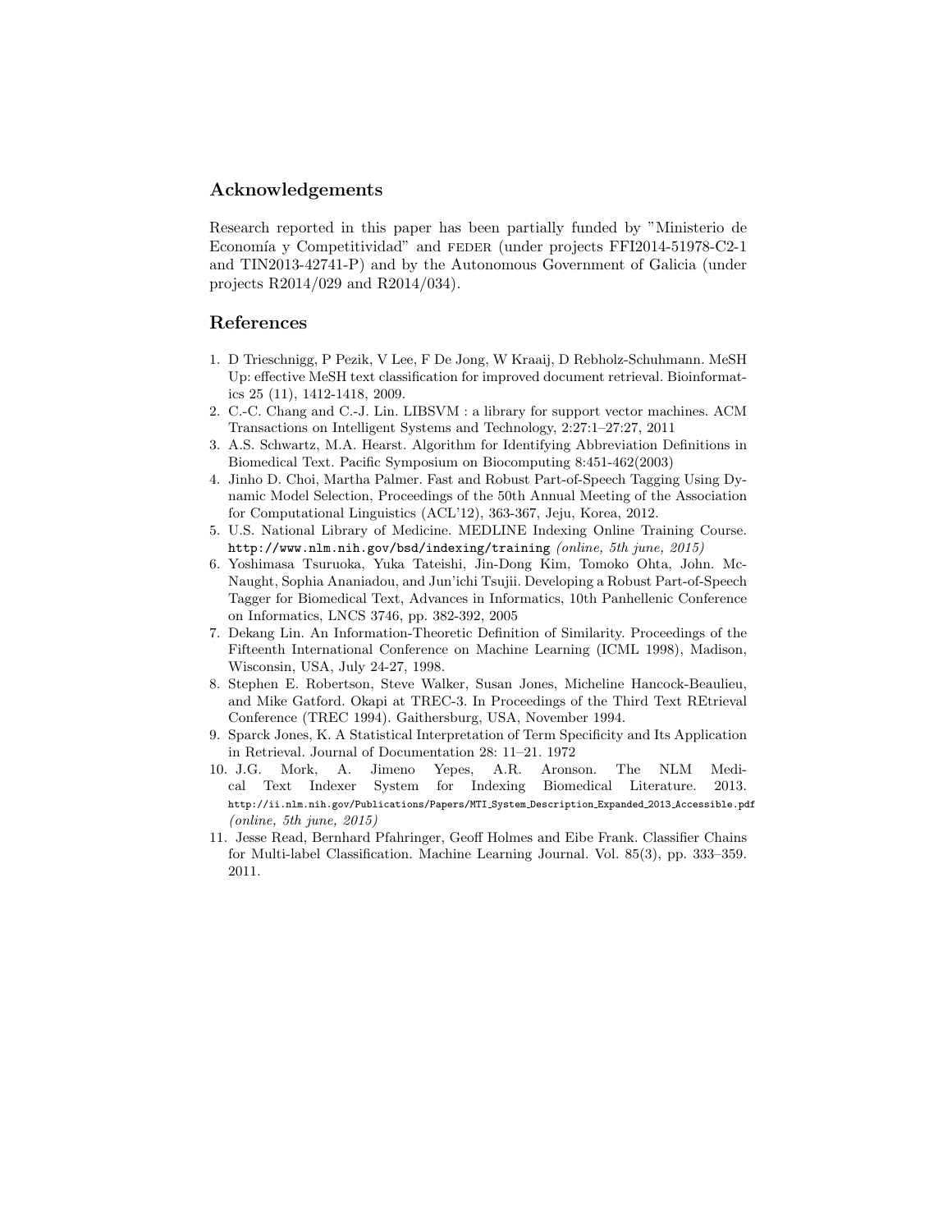## Acknowledgements

Research reported in this paper has been partially funded by "Ministerio de Economía y Competitividad" and FEDER (under projects FFI2014-51978-C2-1 and TIN2013-42741-P) and by the Autonomous Government of Galicia (under projects R2014/029 and R2014/034).

## References

1. D Trieschnigg, P Pezik, V Lee, F De Jong, W Kraaij, D Rebholz-Schuhmann. MeSH Up: effective MeSH text classification for improved document retrieval. Bioinformatics 25 (11), 1412-1418, 2009.
2. C.-C. Chang and C.-J. Lin. LIBSVM : a library for support vector machines. ACM Transactions on Intelligent Systems and Technology, 2:27:1–27:27, 2011
3. A.S. Schwartz, M.A. Hearst. Algorithm for Identifying Abbreviation Definitions in Biomedical Text. Pacific Symposium on Biocomputing 8:451-462(2003)
4. Jinho D. Choi, Martha Palmer. Fast and Robust Part-of-Speech Tagging Using Dynamic Model Selection, Proceedings of the 50th Annual Meeting of the Association for Computational Linguistics (ACL'12), 363-367, Jeju, Korea, 2012.
5. U.S. National Library of Medicine. MEDLINE Indexing Online Training Course. `http://www.nlm.nih.gov/bsd/indexing/training` *(online, 5th june, 2015)*
6. Yoshimasa Tsuruoka, Yuka Tateishi, Jin-Dong Kim, Tomoko Ohta, John. McNaught, Sophia Ananiadou, and Jun'ichi Tsujii. Developing a Robust Part-of-Speech Tagger for Biomedical Text, Advances in Informatics, 10th Panhellenic Conference on Informatics, LNCS 3746, pp. 382-392, 2005
7. Dekang Lin. An Information-Theoretic Definition of Similarity. Proceedings of the Fifteenth International Conference on Machine Learning (ICML 1998), Madison, Wisconsin, USA, July 24-27, 1998.
8. Stephen E. Robertson, Steve Walker, Susan Jones, Micheline Hancock-Beaulieu, and Mike Gatford. Okapi at TREC-3. In Proceedings of the Third Text REtrieval Conference (TREC 1994). Gaithersburg, USA, November 1994.
9. Sparck Jones, K. A Statistical Interpretation of Term Specificity and Its Application in Retrieval. Journal of Documentation 28: 11–21. 1972
10. J.G. Mork, A. Jimeno Yepes, A.R. Aronson. The NLM Medical Text Indexer System for Indexing Biomedical Literature. 2013. `http://ii.nlm.nih.gov/Publications/Papers/MTI_System_Description_Expanded_2013_Accessible.pdf` *(online, 5th june, 2015)*
11. Jesse Read, Bernhard Pfahringer, Geoff Holmes and Eibe Frank. Classifier Chains for Multi-label Classification. Machine Learning Journal. Vol. 85(3), pp. 333–359. 2011.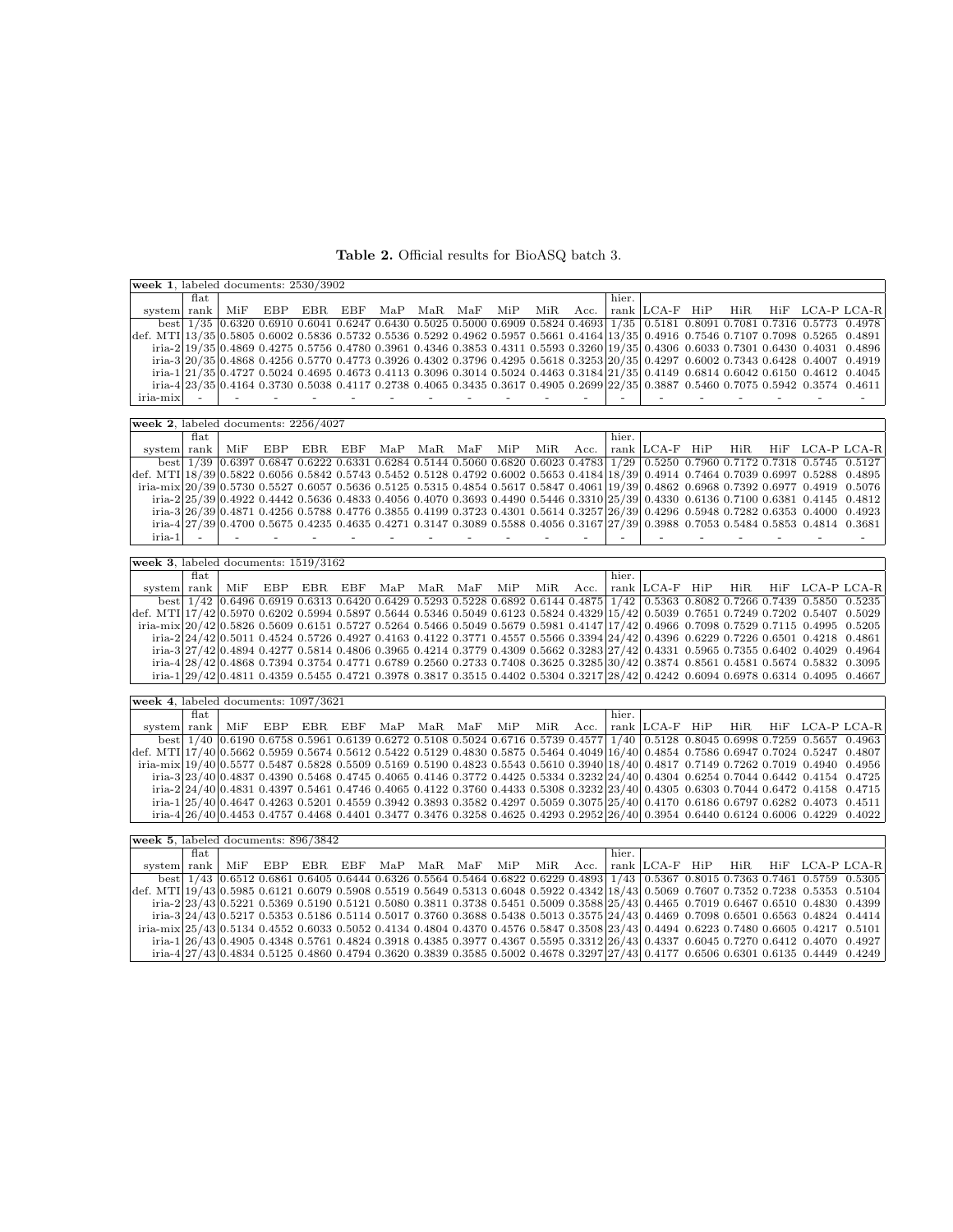**Table 2.** Official results for BioASQ batch 3.

**week 1**, labeled documents: 2530/3902

| system | flat rank | MiF | EBP | EBR | EBF | MaP | MaR | MaF | MiP | MiR | Acc. | hier. rank | LCA-F | HiP | HiR | HiF | LCA-P | LCA-R |
|---|---|---|---|---|---|---|---|---|---|---|---|---|---|---|---|---|---|---|
| best | 1/35 | 0.6320 | 0.6910 | 0.6041 | 0.6247 | 0.6430 | 0.5025 | 0.5000 | 0.6909 | 0.5824 | 0.4693 | 1/35 | 0.5181 | 0.8091 | 0.7081 | 0.7316 | 0.5773 | 0.4978 |
| def. MTI | 13/35 | 0.5805 | 0.6002 | 0.5836 | 0.5732 | 0.5536 | 0.5292 | 0.4962 | 0.5957 | 0.5661 | 0.4164 | 13/35 | 0.4916 | 0.7546 | 0.7107 | 0.7098 | 0.5265 | 0.4891 |
| iria-2 | 19/35 | 0.4869 | 0.4275 | 0.5756 | 0.4780 | 0.3961 | 0.4346 | 0.3853 | 0.4311 | 0.5593 | 0.3260 | 19/35 | 0.4306 | 0.6033 | 0.7301 | 0.6430 | 0.4031 | 0.4896 |
| iria-3 | 20/35 | 0.4868 | 0.4256 | 0.5770 | 0.4773 | 0.3926 | 0.4302 | 0.3796 | 0.4295 | 0.5618 | 0.3253 | 20/35 | 0.4297 | 0.6002 | 0.7343 | 0.6428 | 0.4007 | 0.4919 |
| iria-1 | 21/35 | 0.4727 | 0.5024 | 0.4695 | 0.4673 | 0.4113 | 0.3096 | 0.3014 | 0.5024 | 0.4463 | 0.3184 | 21/35 | 0.4149 | 0.6814 | 0.6042 | 0.6150 | 0.4612 | 0.4045 |
| iria-4 | 23/35 | 0.4164 | 0.3730 | 0.5038 | 0.4117 | 0.2738 | 0.4065 | 0.3435 | 0.3617 | 0.4905 | 0.2699 | 22/35 | 0.3887 | 0.5460 | 0.7075 | 0.5942 | 0.3574 | 0.4611 |
| iria-mix | - | - | - | - | - | - | - | - | - | - | - | - | - | - | - | - | - | - |

**week 2**, labeled documents: 2256/4027

| system | flat rank | MiF | EBP | EBR | EBF | MaP | MaR | MaF | MiP | MiR | Acc. | hier. rank | LCA-F | HiP | HiR | HiF | LCA-P | LCA-R |
|---|---|---|---|---|---|---|---|---|---|---|---|---|---|---|---|---|---|---|
| best | 1/39 | 0.6397 | 0.6847 | 0.6222 | 0.6331 | 0.6284 | 0.5144 | 0.5060 | 0.6820 | 0.6023 | 0.4783 | 1/29 | 0.5250 | 0.7960 | 0.7172 | 0.7318 | 0.5745 | 0.5127 |
| def. MTI | 18/39 | 0.5822 | 0.6056 | 0.5842 | 0.5743 | 0.5452 | 0.5128 | 0.4792 | 0.6002 | 0.5653 | 0.4184 | 18/39 | 0.4914 | 0.7464 | 0.7039 | 0.6997 | 0.5288 | 0.4895 |
| iria-mix | 20/39 | 0.5730 | 0.5527 | 0.6057 | 0.5636 | 0.5125 | 0.5315 | 0.4854 | 0.5617 | 0.5847 | 0.4061 | 19/39 | 0.4862 | 0.6968 | 0.7392 | 0.6977 | 0.4919 | 0.5076 |
| iria-2 | 25/39 | 0.4922 | 0.4442 | 0.5636 | 0.4833 | 0.4056 | 0.4070 | 0.3693 | 0.4490 | 0.5446 | 0.3310 | 25/39 | 0.4330 | 0.6136 | 0.7100 | 0.6381 | 0.4145 | 0.4812 |
| iria-3 | 26/39 | 0.4871 | 0.4256 | 0.5788 | 0.4776 | 0.3855 | 0.4199 | 0.3723 | 0.4301 | 0.5614 | 0.3257 | 26/39 | 0.4296 | 0.5948 | 0.7282 | 0.6353 | 0.4000 | 0.4923 |
| iria-4 | 27/39 | 0.4700 | 0.5675 | 0.4235 | 0.4635 | 0.4271 | 0.3147 | 0.3089 | 0.5588 | 0.4056 | 0.3167 | 27/39 | 0.3988 | 0.7053 | 0.5484 | 0.5853 | 0.4814 | 0.3681 |
| iria-1 | - | - | - | - | - | - | - | - | - | - | - | - | - | - | - | - | - | - |

**week 3**, labeled documents: 1519/3162

| system | flat rank | MiF | EBP | EBR | EBF | MaP | MaR | MaF | MiP | MiR | Acc. | hier. rank | LCA-F | HiP | HiR | HiF | LCA-P | LCA-R |
|---|---|---|---|---|---|---|---|---|---|---|---|---|---|---|---|---|---|---|
| best | 1/42 | 0.6496 | 0.6919 | 0.6313 | 0.6420 | 0.6429 | 0.5293 | 0.5228 | 0.6892 | 0.6144 | 0.4875 | 1/42 | 0.5363 | 0.8082 | 0.7266 | 0.7439 | 0.5850 | 0.5235 |
| def. MTI | 17/42 | 0.5970 | 0.6202 | 0.5994 | 0.5897 | 0.5644 | 0.5346 | 0.5049 | 0.6123 | 0.5824 | 0.4329 | 15/42 | 0.5039 | 0.7651 | 0.7249 | 0.7202 | 0.5407 | 0.5029 |
| iria-mix | 20/42 | 0.5826 | 0.5609 | 0.6151 | 0.5727 | 0.5264 | 0.5466 | 0.5049 | 0.5679 | 0.5981 | 0.4147 | 17/42 | 0.4966 | 0.7098 | 0.7529 | 0.7115 | 0.4995 | 0.5205 |
| iria-2 | 24/42 | 0.5011 | 0.4524 | 0.5726 | 0.4927 | 0.4163 | 0.4122 | 0.3771 | 0.4557 | 0.5566 | 0.3394 | 24/42 | 0.4396 | 0.6229 | 0.7226 | 0.6501 | 0.4218 | 0.4861 |
| iria-3 | 27/42 | 0.4894 | 0.4277 | 0.5814 | 0.4806 | 0.3965 | 0.4214 | 0.3779 | 0.4309 | 0.5662 | 0.3283 | 27/42 | 0.4331 | 0.5965 | 0.7355 | 0.6402 | 0.4029 | 0.4964 |
| iria-4 | 28/42 | 0.4868 | 0.7394 | 0.3754 | 0.4771 | 0.6789 | 0.2560 | 0.2733 | 0.7408 | 0.3625 | 0.3285 | 30/42 | 0.3874 | 0.8561 | 0.4581 | 0.5674 | 0.5832 | 0.3095 |
| iria-1 | 29/42 | 0.4811 | 0.4359 | 0.5455 | 0.4721 | 0.3978 | 0.3817 | 0.3515 | 0.4402 | 0.5304 | 0.3217 | 28/42 | 0.4242 | 0.6094 | 0.6978 | 0.6314 | 0.4095 | 0.4667 |

**week 4**, labeled documents: 1097/3621

| system | flat rank | MiF | EBP | EBR | EBF | MaP | MaR | MaF | MiP | MiR | Acc. | hier. rank | LCA-F | HiP | HiR | HiF | LCA-P | LCA-R |
|---|---|---|---|---|---|---|---|---|---|---|---|---|---|---|---|---|---|---|
| best | 1/40 | 0.6190 | 0.6758 | 0.5961 | 0.6139 | 0.6272 | 0.5108 | 0.5024 | 0.6716 | 0.5739 | 0.4577 | 1/40 | 0.5128 | 0.8045 | 0.6998 | 0.7259 | 0.5657 | 0.4963 |
| def. MTI | 17/40 | 0.5662 | 0.5959 | 0.5674 | 0.5612 | 0.5422 | 0.5129 | 0.4830 | 0.5875 | 0.5464 | 0.4049 | 16/40 | 0.4854 | 0.7586 | 0.6947 | 0.7024 | 0.5247 | 0.4807 |
| iria-mix | 19/40 | 0.5577 | 0.5487 | 0.5828 | 0.5509 | 0.5169 | 0.5190 | 0.4823 | 0.5543 | 0.5610 | 0.3940 | 18/40 | 0.4817 | 0.7149 | 0.7262 | 0.7019 | 0.4940 | 0.4956 |
| iria-3 | 23/40 | 0.4837 | 0.4390 | 0.5468 | 0.4745 | 0.4065 | 0.4146 | 0.3772 | 0.4425 | 0.5334 | 0.3232 | 24/40 | 0.4304 | 0.6254 | 0.7044 | 0.6442 | 0.4154 | 0.4725 |
| iria-2 | 24/40 | 0.4831 | 0.4397 | 0.5461 | 0.4746 | 0.4065 | 0.4122 | 0.3760 | 0.4433 | 0.5308 | 0.3232 | 23/40 | 0.4305 | 0.6303 | 0.7044 | 0.6472 | 0.4158 | 0.4715 |
| iria-1 | 25/40 | 0.4647 | 0.4263 | 0.5201 | 0.4559 | 0.3942 | 0.3893 | 0.3582 | 0.4297 | 0.5059 | 0.3075 | 25/40 | 0.4170 | 0.6186 | 0.6797 | 0.6282 | 0.4073 | 0.4511 |
| iria-4 | 26/40 | 0.4453 | 0.4757 | 0.4468 | 0.4401 | 0.3477 | 0.3476 | 0.3258 | 0.4625 | 0.4293 | 0.2952 | 26/40 | 0.3954 | 0.6440 | 0.6124 | 0.6006 | 0.4229 | 0.4022 |

**week 5**, labeled documents: 896/3842

| system | flat rank | MiF | EBP | EBR | EBF | MaP | MaR | MaF | MiP | MiR | Acc. | hier. rank | LCA-F | HiP | HiR | HiF | LCA-P | LCA-R |
|---|---|---|---|---|---|---|---|---|---|---|---|---|---|---|---|---|---|---|
| best | 1/43 | 0.6512 | 0.6861 | 0.6405 | 0.6444 | 0.6326 | 0.5564 | 0.5464 | 0.6822 | 0.6229 | 0.4893 | 1/43 | 0.5367 | 0.8015 | 0.7363 | 0.7461 | 0.5759 | 0.5305 |
| def. MTI | 19/43 | 0.5985 | 0.6121 | 0.6079 | 0.5908 | 0.5519 | 0.5649 | 0.5313 | 0.6048 | 0.5922 | 0.4342 | 18/43 | 0.5069 | 0.7607 | 0.7352 | 0.7238 | 0.5353 | 0.5104 |
| iria-2 | 23/43 | 0.5221 | 0.5369 | 0.5190 | 0.5121 | 0.5080 | 0.3811 | 0.3738 | 0.5451 | 0.5009 | 0.3588 | 25/43 | 0.4465 | 0.7019 | 0.6467 | 0.6510 | 0.4830 | 0.4399 |
| iria-3 | 24/43 | 0.5217 | 0.5353 | 0.5186 | 0.5114 | 0.5017 | 0.3760 | 0.3688 | 0.5438 | 0.5013 | 0.3575 | 24/43 | 0.4469 | 0.7098 | 0.6501 | 0.6563 | 0.4824 | 0.4414 |
| iria-mix | 25/43 | 0.5134 | 0.4552 | 0.6033 | 0.5052 | 0.4134 | 0.4804 | 0.4370 | 0.4576 | 0.5847 | 0.3508 | 23/43 | 0.4494 | 0.6223 | 0.7480 | 0.6605 | 0.4217 | 0.5101 |
| iria-1 | 26/43 | 0.4905 | 0.4348 | 0.5761 | 0.4824 | 0.3918 | 0.4385 | 0.3977 | 0.4367 | 0.5595 | 0.3312 | 26/43 | 0.4337 | 0.6045 | 0.7270 | 0.6412 | 0.4070 | 0.4927 |
| iria-4 | 27/43 | 0.4834 | 0.5125 | 0.4860 | 0.4794 | 0.3620 | 0.3839 | 0.3585 | 0.5002 | 0.4678 | 0.3297 | 27/43 | 0.4177 | 0.6506 | 0.6301 | 0.6135 | 0.4449 | 0.4249 |